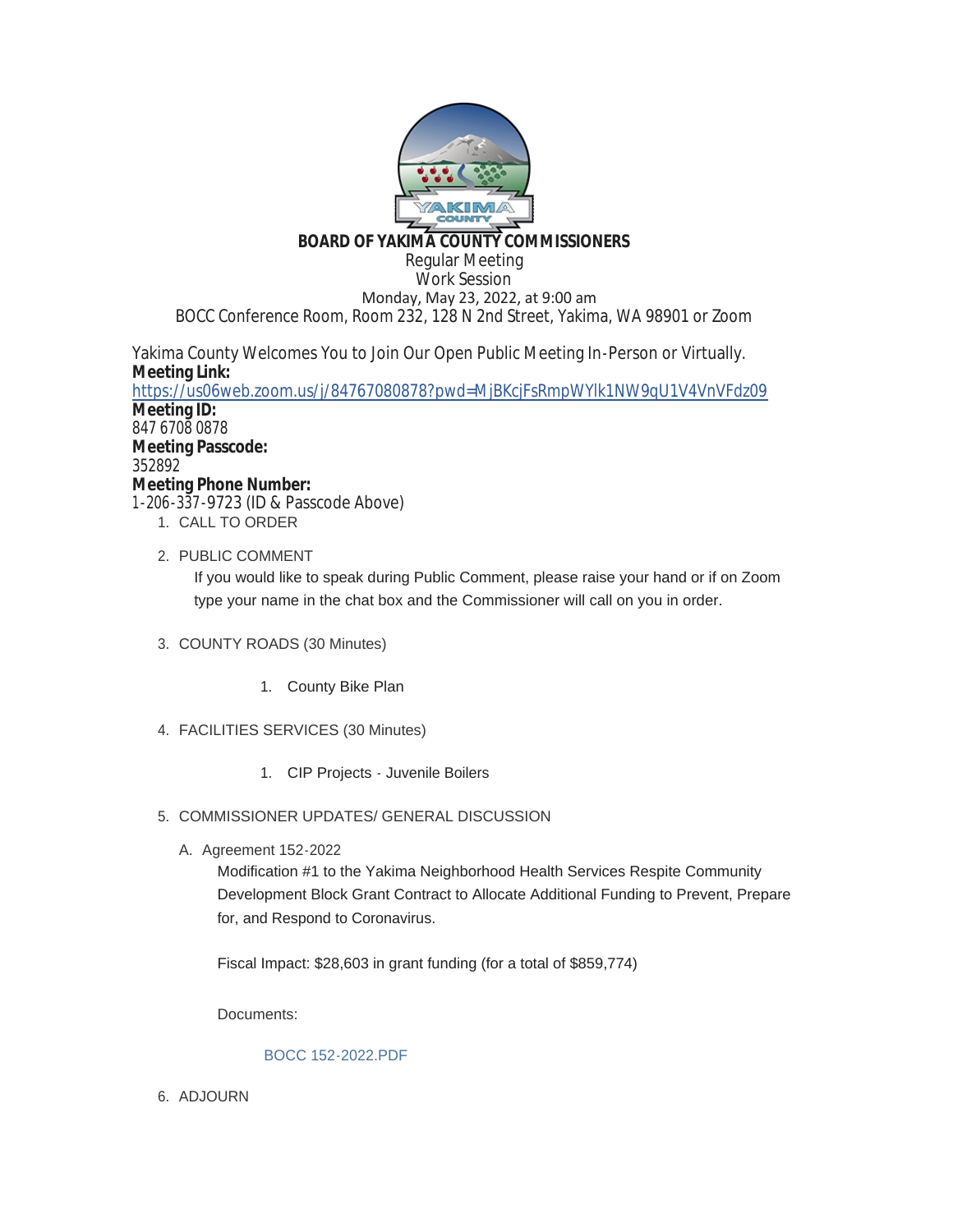# BOARD OF YAKIMA COUNTY COMMISSIONERS

Regular Meeting
Work Session
Monday, May 23, 2022, at 9:00 am
BOCC Conference Room, Room 232, 128 N 2nd Street, Yakima, WA 98901 or Zoom

Yakima County Welcomes You to Join Our Open Public Meeting In-Person or Virtually.

**Meeting Link:**
https://us06web.zoom.us/j/84767080878?pwd=MjBKcjFsRmpWYlk1NW9qU1V4VnVFdz09

**Meeting ID:**
847 6708 0878

**Meeting Passcode:**
352892

**Meeting Phone Number:**
1-206-337-9723 (ID & Passcode Above)

1. CALL TO ORDER
2. PUBLIC COMMENT

   If you would like to speak during Public Comment, please raise your hand or if on Zoom type your name in the chat box and the Commissioner will call on you in order.

3. COUNTY ROADS (30 Minutes)
   1. County Bike Plan
4. FACILITIES SERVICES (30 Minutes)
   1. CIP Projects - Juvenile Boilers
5. COMMISSIONER UPDATES/ GENERAL DISCUSSION

   A. Agreement 152-2022

   Modification #1 to the Yakima Neighborhood Health Services Respite Community Development Block Grant Contract to Allocate Additional Funding to Prevent, Prepare for, and Respond to Coronavirus.

   Fiscal Impact: $28,603 in grant funding (for a total of $859,774)

   Documents:

   BOCC 152-2022.PDF

6. ADJOURN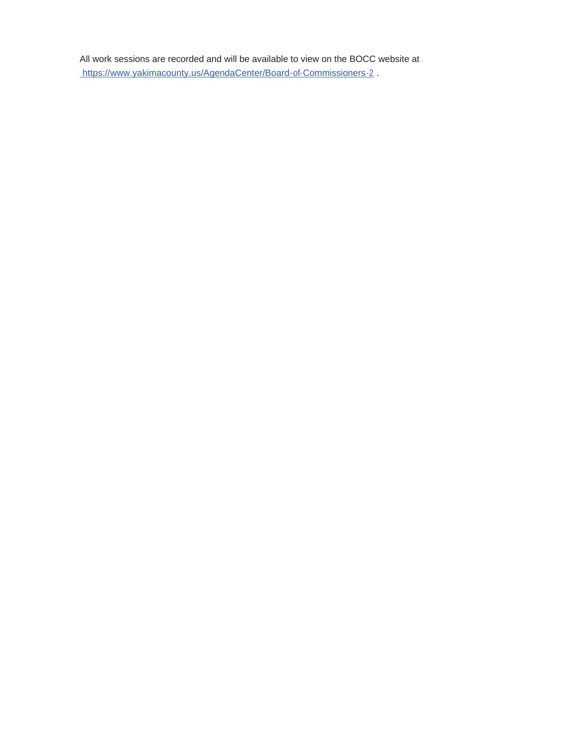All work sessions are recorded and will be available to view on the BOCC website at [https://www.yakimacounty.us/AgendaCenter/Board-of-Commissioners-2](https://www.yakimacounty.us/AgendaCenter/Board-of-Commissioners-2) .